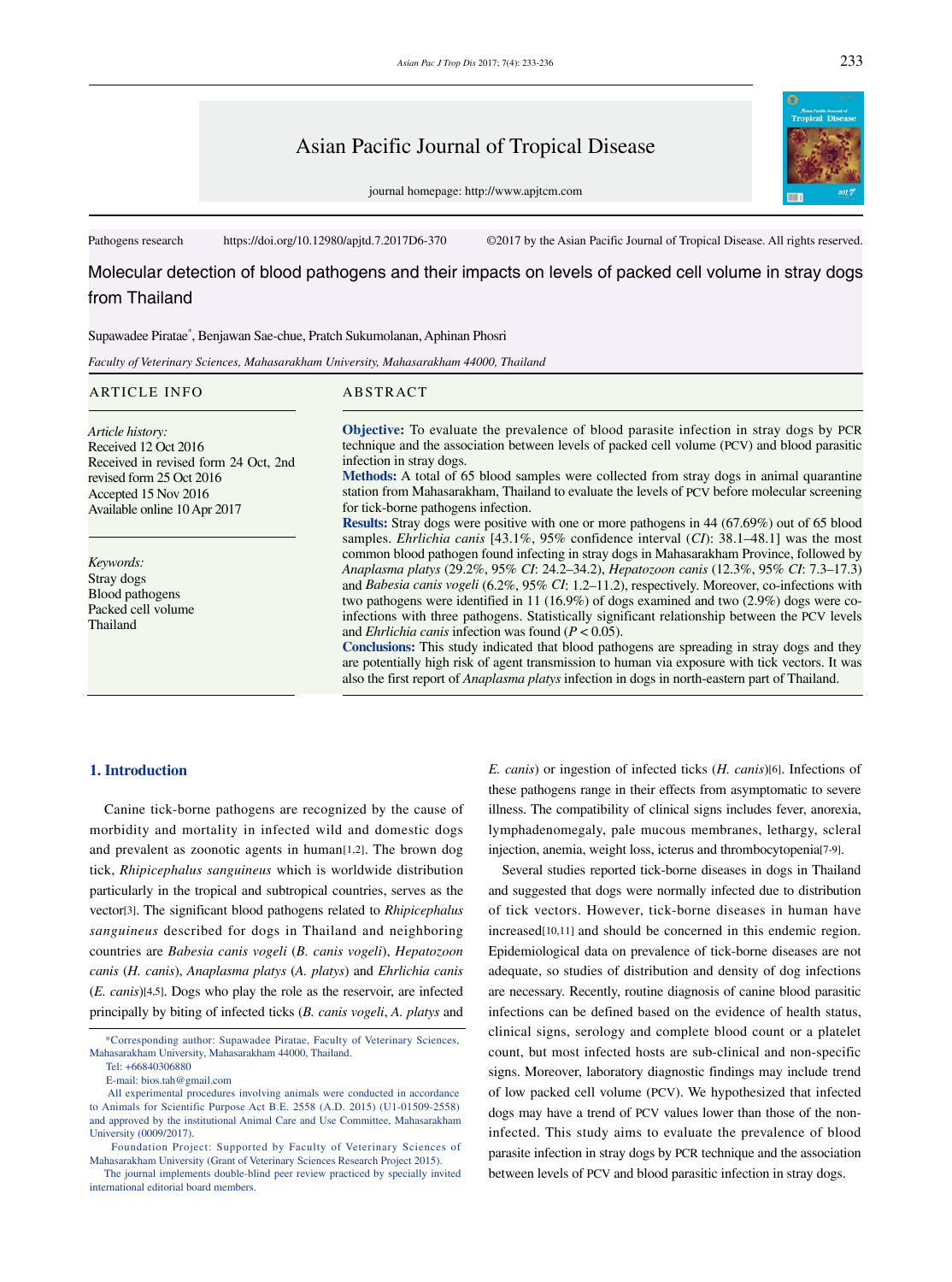Pathogens research https://doi.org/10.12980/apjtd.7.2017D6-370 ©2017 by the Asian Pacific Journal of Tropical Disease. All rights reserved.

# Molecular detection of blood pathogens and their impacts on levels of packed cell volume in stray dogs from Thailand

Supawadee Piratae*, Benjawan Sae-chue, Pratch Sukumolanan, Aphinan Phosri

*Faculty of Veterinary Sciences, Mahasarakham University, Mahasarakham 44000, Thailand*

## ARTICLE INFO

*Article history:*
Received 12 Oct 2016
Received in revised form 24 Oct, 2nd revised form 25 Oct 2016
Accepted 15 Nov 2016
Available online 10 Apr 2017

*Keywords:*
Stray dogs
Blood pathogens
Packed cell volume
Thailand

## ABSTRACT

**Objective:** To evaluate the prevalence of blood parasite infection in stray dogs by PCR technique and the association between levels of packed cell volume (PCV) and blood parasitic infection in stray dogs.

**Methods:** A total of 65 blood samples were collected from stray dogs in animal quarantine station from Mahasarakham, Thailand to evaluate the levels of PCV before molecular screening for tick-borne pathogens infection.

**Results:** Stray dogs were positive with one or more pathogens in 44 (67.69%) out of 65 blood samples. *Ehrlichia canis* [43.1%, 95% confidence interval (*CI*): 38.1–48.1] was the most common blood pathogen found infecting in stray dogs in Mahasarakham Province, followed by *Anaplasma platys* (29.2%, 95% *CI*: 24.2–34.2), *Hepatozoon canis* (12.3%, 95% *CI*: 7.3–17.3) and *Babesia canis vogeli* (6.2%, 95% *CI*: 1.2–11.2), respectively. Moreover, co-infections with two pathogens were identified in 11 (16.9%) of dogs examined and two (2.9%) dogs were co-infections with three pathogens. Statistically significant relationship between the PCV levels and *Ehrlichia canis* infection was found ($P < 0.05$).

**Conclusions:** This study indicated that blood pathogens are spreading in stray dogs and they are potentially high risk of agent transmission to human via exposure with tick vectors. It was also the first report of *Anaplasma platys* infection in dogs in north-eastern part of Thailand.

## 1. Introduction

Canine tick-borne pathogens are recognized by the cause of morbidity and mortality in infected wild and domestic dogs and prevalent as zoonotic agents in human[1,2]. The brown dog tick, *Rhipicephalus sanguineus* which is worldwide distribution particularly in the tropical and subtropical countries, serves as the vector[3]. The significant blood pathogens related to *Rhipicephalus sanguineus* described for dogs in Thailand and neighboring countries are *Babesia canis vogeli* (*B. canis vogeli*), *Hepatozoon canis* (*H. canis*), *Anaplasma platys* (*A. platys*) and *Ehrlichia canis* (*E. canis*)[4,5]. Dogs who play the role as the reservoir, are infected principally by biting of infected ticks (*B. canis vogeli*, *A. platys* and *E. canis*) or ingestion of infected ticks (*H. canis*)[6]. Infections of these pathogens range in their effects from asymptomatic to severe illness. The compatibility of clinical signs includes fever, anorexia, lymphadenomegaly, pale mucous membranes, lethargy, scleral injection, anemia, weight loss, icterus and thrombocytopenia[7-9].

Several studies reported tick-borne diseases in dogs in Thailand and suggested that dogs were normally infected due to distribution of tick vectors. However, tick-borne diseases in human have increased[10,11] and should be concerned in this endemic region. Epidemiological data on prevalence of tick-borne diseases are not adequate, so studies of distribution and density of dog infections are necessary. Recently, routine diagnosis of canine blood parasitic infections can be defined based on the evidence of health status, clinical signs, serology and complete blood count or a platelet count, but most infected hosts are sub-clinical and non-specific signs. Moreover, laboratory diagnostic findings may include trend of low packed cell volume (PCV). We hypothesized that infected dogs may have a trend of PCV values lower than those of the non-infected. This study aims to evaluate the prevalence of blood parasite infection in stray dogs by PCR technique and the association between levels of PCV and blood parasitic infection in stray dogs.

*Corresponding author: Supawadee Piratae, Faculty of Veterinary Sciences, Mahasarakham University, Mahasarakham 44000, Thailand.
Tel: +66840306880
E-mail: bios.tah@gmail.com
All experimental procedures involving animals were conducted in accordance to Animals for Scientific Purpose Act B.E. 2558 (A.D. 2015) (U1-01509-2558) and approved by the institutional Animal Care and Use Committee, Mahasarakham University (0009/2017).
Foundation Project: Supported by Faculty of Veterinary Sciences of Mahasarakham University (Grant of Veterinary Sciences Research Project 2015).
The journal implements double-blind peer review practiced by specially invited international editorial board members.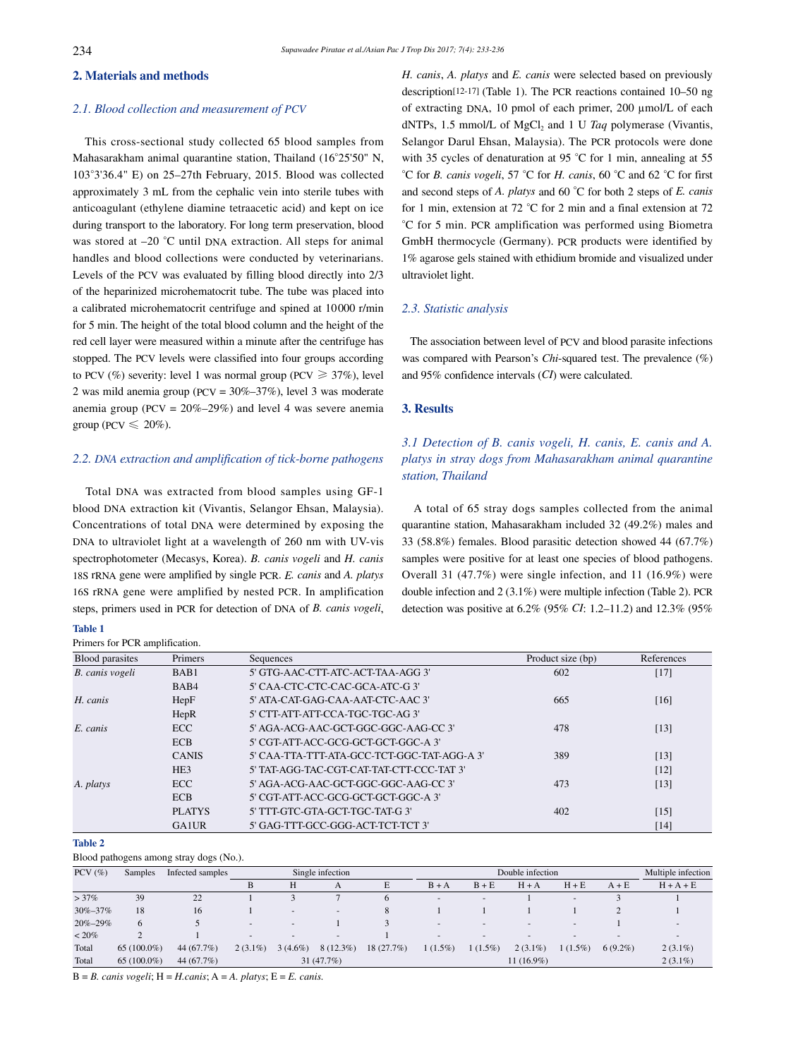## 2. Materials and methods

### 2.1. Blood collection and measurement of PCV

This cross-sectional study collected 65 blood samples from Mahasarakham animal quarantine station, Thailand (16°25'50" N, 103°3'36.4" E) on 25–27th February, 2015. Blood was collected approximately 3 mL from the cephalic vein into sterile tubes with anticoagulant (ethylene diamine tetraacetic acid) and kept on ice during transport to the laboratory. For long term preservation, blood was stored at –20 °C until DNA extraction. All steps for animal handles and blood collections were conducted by veterinarians. Levels of the PCV was evaluated by filling blood directly into 2/3 of the heparinized microhematocrit tube. The tube was placed into a calibrated microhematocrit centrifuge and spined at 10000 r/min for 5 min. The height of the total blood column and the height of the red cell layer were measured within a minute after the centrifuge has stopped. The PCV levels were classified into four groups according to PCV (%) severity: level 1 was normal group (PCV ⩾ 37%), level 2 was mild anemia group (PCV = 30%–37%), level 3 was moderate anemia group (PCV = 20%–29%) and level 4 was severe anemia group (PCV ⩽ 20%).

### 2.2. DNA extraction and amplification of tick-borne pathogens

Total DNA was extracted from blood samples using GF-1 blood DNA extraction kit (Vivantis, Selangor Ehsan, Malaysia). Concentrations of total DNA were determined by exposing the DNA to ultraviolet light at a wavelength of 260 nm with UV-vis spectrophotometer (Mecasys, Korea). *B. canis vogeli* and *H. canis* 18S rRNA gene were amplified by single PCR. *E. canis* and *A. platys* 16S rRNA gene were amplified by nested PCR. In amplification steps, primers used in PCR for detection of DNA of *B. canis vogeli*, *H. canis*, *A. platys* and *E. canis* were selected based on previously description[12-17] (Table 1). The PCR reactions contained 10–50 ng of extracting DNA, 10 pmol of each primer, 200 µmol/L of each dNTPs, 1.5 mmol/L of $MgCl_2$ and 1 U *Taq* polymerase (Vivantis, Selangor Darul Ehsan, Malaysia). The PCR protocols were done with 35 cycles of denaturation at 95 °C for 1 min, annealing at 55 °C for *B. canis vogeli*, 57 °C for *H. canis*, 60 °C and 62 °C for first and second steps of *A. platys* and 60 °C for both 2 steps of *E. canis* for 1 min, extension at 72 °C for 2 min and a final extension at 72 °C for 5 min. PCR amplification was performed using Biometra GmbH thermocycle (Germany). PCR products were identified by 1% agarose gels stained with ethidium bromide and visualized under ultraviolet light.

### 2.3. Statistic analysis

The association between level of PCV and blood parasite infections was compared with Pearson's *Chi*-squared test. The prevalence (%) and 95% confidence intervals (*CI*) were calculated.

## 3. Results

### 3.1 Detection of B. canis vogeli, H. canis, E. canis and A. platys in stray dogs from Mahasarakham animal quarantine station, Thailand

A total of 65 stray dogs samples collected from the animal quarantine station, Mahasarakham included 32 (49.2%) males and 33 (58.8%) females. Blood parasitic detection showed 44 (67.7%) samples were positive for at least one species of blood pathogens. Overall 31 (47.7%) were single infection, and 11 (16.9%) were double infection and 2 (3.1%) were multiple infection (Table 2). PCR detection was positive at 6.2% (95% *CI*: 1.2–11.2) and 12.3% (95%

**Table 1**

Primers for PCR amplification.

| Blood parasites | Primers | Sequences | Product size (bp) | References |
|---|---|---|---|---|
| *B. canis vogeli* | BAB1 | 5' GTG-AAC-CTT-ATC-ACT-TAA-AGG 3' | 602 | [17] |
| | BAB4 | 5' CAA-CTC-CTC-CAC-GCA-ATC-G 3' | | |
| *H. canis* | HepF | 5' ATA-CAT-GAG-CAA-AAT-CTC-AAC 3' | 665 | [16] |
| | HepR | 5' CTT-ATT-ATT-CCA-TGC-TGC-AG 3' | | |
| *E. canis* | ECC | 5' AGA-ACG-AAC-GCT-GGC-GGC-AAG-CC 3' | 478 | [13] |
| | ECB | 5' CGT-ATT-ACC-GCG-GCT-GCT-GGC-A 3' | | |
| | CANIS | 5' CAA-TTA-TTT-ATA-GCC-TCT-GGC-TAT-AGG-A 3' | 389 | [13] |
| | HE3 | 5' TAT-AGG-TAC-CGT-CAT-TAT-CTT-CCC-TAT 3' | | [12] |
| *A. platys* | ECC | 5' AGA-ACG-AAC-GCT-GGC-GGC-AAG-CC 3' | 473 | [13] |
| | ECB | 5' CGT-ATT-ACC-GCG-GCT-GCT-GGC-A 3' | | |
| | PLATYS | 5' TTT-GTC-GTA-GCT-TGC-TAT-G 3' | 402 | [15] |
| | GA1UR | 5' GAG-TTT-GCC-GGG-ACT-TCT-TCT 3' | | [14] |

**Table 2**

Blood pathogens among stray dogs (No.).

| PCV (%) | Samples | Infected samples | Single infection | | | | Double infection | | | | | Multiple infection |
|---|---|---|---|---|---|---|---|---|---|---|---|---|
| | | | B | H | A | E | B + A | B + E | H + A | H + E | A + E | H + A + E |
| > 37% | 39 | 22 | 1 | 3 | 7 | 6 | - | - | 1 | - | 3 | 1 |
| 30%–37% | 18 | 16 | 1 | - | - | 8 | 1 | 1 | 1 | 1 | 2 | 1 |
| 20%–29% | 6 | 5 | - | - | 1 | 3 | - | - | - | - | 1 | - |
| < 20% | 2 | 1 | - | - | - | 1 | - | - | - | - | - | - |
| Total | 65 (100.0%) | 44 (67.7%) | 2 (3.1%) | 3 (4.6%) | 8 (12.3%) | 18 (27.7%) | 1 (1.5%) | 1 (1.5%) | 2 (3.1%) | 1 (1.5%) | 6 (9.2%) | 2 (3.1%) |
| Total | 65 (100.0%) | 44 (67.7%) | 31 (47.7%) | | | | 11 (16.9%) | | | | | 2 (3.1%) |

B = *B. canis vogeli*; H = *H.canis*; A = *A. platys*; E = *E. canis*.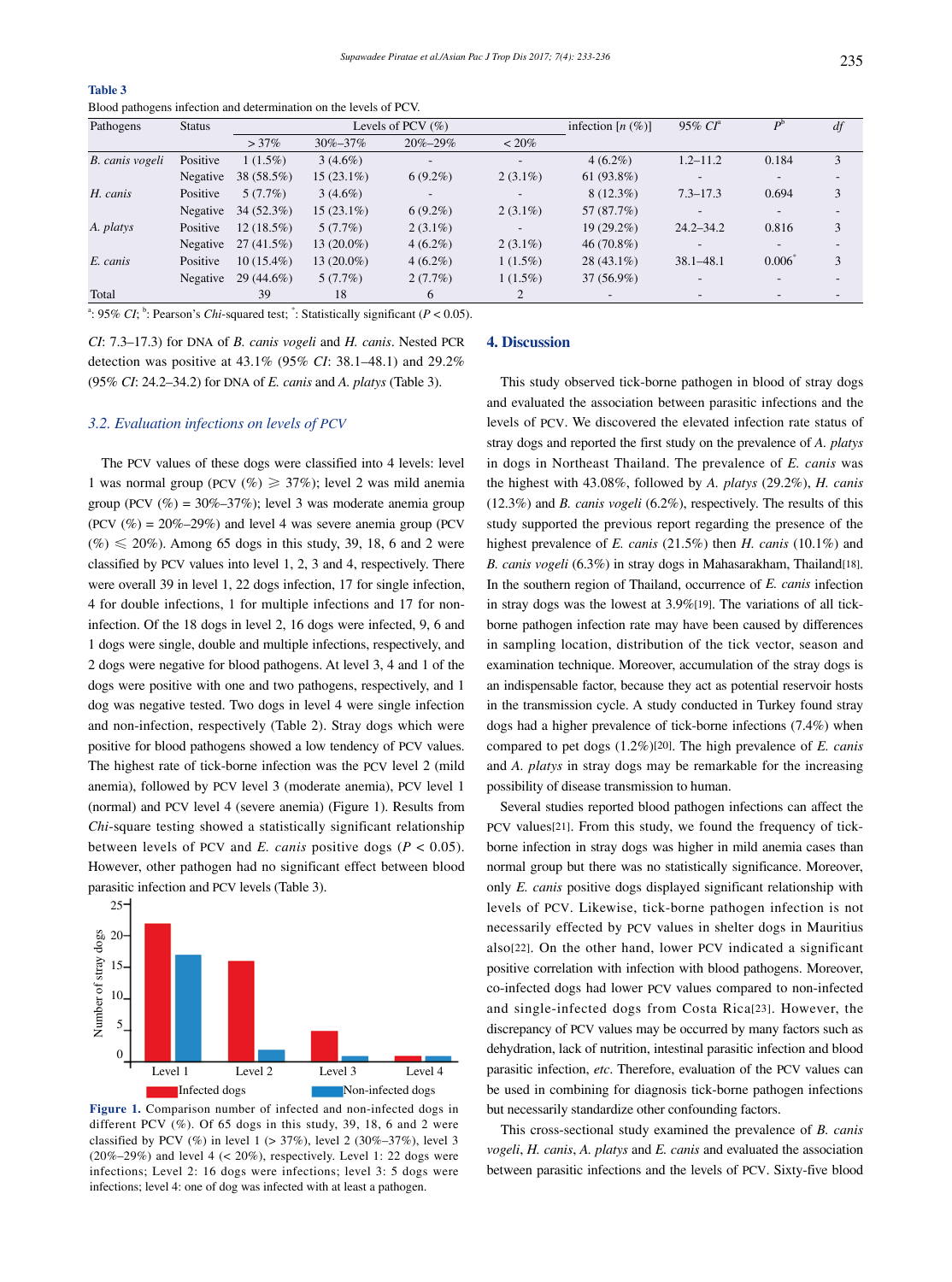**Table 3**

Blood pathogens infection and determination on the levels of PCV.

| Pathogens | Status | Levels of PCV (%) | | | | infection [n (%)] | 95% CI[a] | P[b] | df |
|---|---|---|---|---|---|---|---|---|---|
| | | > 37% | 30%–37% | 20%–29% | < 20% | | | | |
| *B. canis vogeli* | Positive | 1 (1.5%) | 3 (4.6%) | - | - | 4 (6.2%) | 1.2–11.2 | 0.184 | 3 |
| | Negative | 38 (58.5%) | 15 (23.1%) | 6 (9.2%) | 2 (3.1%) | 61 (93.8%) | - | - | - |
| *H. canis* | Positive | 5 (7.7%) | 3 (4.6%) | - | - | 8 (12.3%) | 7.3–17.3 | 0.694 | 3 |
| | Negative | 34 (52.3%) | 15 (23.1%) | 6 (9.2%) | 2 (3.1%) | 57 (87.7%) | - | - | - |
| *A. platys* | Positive | 12 (18.5%) | 5 (7.7%) | 2 (3.1%) | - | 19 (29.2%) | 24.2–34.2 | 0.816 | 3 |
| | Negative | 27 (41.5%) | 13 (20.0%) | 4 (6.2%) | 2 (3.1%) | 46 (70.8%) | - | - | - |
| *E. canis* | Positive | 10 (15.4%) | 13 (20.0%) | 4 (6.2%) | 1 (1.5%) | 28 (43.1%) | 38.1–48.1 | 0.006* | 3 |
| | Negative | 29 (44.6%) | 5 (7.7%) | 2 (7.7%) | 1 (1.5%) | 37 (56.9%) | - | - | - |
| Total | | 39 | 18 | 6 | 2 | - | - | - | - |

[a]: 95% *CI*; [b]: Pearson's *Chi*-squared test; *: Statistically significant ($P < 0.05$).

*CI*: 7.3–17.3) for DNA of *B. canis vogeli* and *H. canis*. Nested PCR detection was positive at 43.1% (95% *CI*: 38.1–48.1) and 29.2% (95% *CI*: 24.2–34.2) for DNA of *E. canis* and *A. platys* (Table 3).

### 3.2. Evaluation infections on levels of PCV

The PCV values of these dogs were classified into 4 levels: level 1 was normal group (PCV (%) ≥ 37%); level 2 was mild anemia group (PCV (%) = 30%–37%); level 3 was moderate anemia group (PCV (%) = 20%–29%) and level 4 was severe anemia group (PCV (%) ≤ 20%). Among 65 dogs in this study, 39, 18, 6 and 2 were classified by PCV values into level 1, 2, 3 and 4, respectively. There were overall 39 in level 1, 22 dogs infection, 17 for single infection, 4 for double infections, 1 for multiple infections and 17 for non-infection. Of the 18 dogs in level 2, 16 dogs were infected, 9, 6 and 1 dogs were single, double and multiple infections, respectively, and 2 dogs were negative for blood pathogens. At level 3, 4 and 1 of the dogs were positive with one and two pathogens, respectively, and 1 dog was negative tested. Two dogs in level 4 were single infection and non-infection, respectively (Table 2). Stray dogs which were positive for blood pathogens showed a low tendency of PCV values. The highest rate of tick-borne infection was the PCV level 2 (mild anemia), followed by PCV level 3 (moderate anemia), PCV level 1 (normal) and PCV level 4 (severe anemia) (Figure 1). Results from *Chi*-square testing showed a statistically significant relationship between levels of PCV and *E. canis* positive dogs ($P < 0.05$). However, other pathogen had no significant effect between blood parasitic infection and PCV levels (Table 3).

**Figure 1.** Comparison number of infected and non-infected dogs in different PCV (%). Of 65 dogs in this study, 39, 18, 6 and 2 were classified by PCV (%) in level 1 (> 37%), level 2 (30%–37%), level 3 (20%–29%) and level 4 (< 20%), respectively. Level 1: 22 dogs were infections; Level 2: 16 dogs were infections; level 3: 5 dogs were infections; level 4: one of dog was infected with at least a pathogen.

## 4. Discussion

This study observed tick-borne pathogen in blood of stray dogs and evaluated the association between parasitic infections and the levels of PCV. We discovered the elevated infection rate status of stray dogs and reported the first study on the prevalence of *A. platys* in dogs in Northeast Thailand. The prevalence of *E. canis* was the highest with 43.08%, followed by *A. platys* (29.2%), *H. canis* (12.3%) and *B. canis vogeli* (6.2%), respectively. The results of this study supported the previous report regarding the presence of the highest prevalence of *E. canis* (21.5%) then *H. canis* (10.1%) and *B. canis vogeli* (6.3%) in stray dogs in Mahasarakham, Thailand[18]. In the southern region of Thailand, occurrence of *E. canis* infection in stray dogs was the lowest at 3.9%[19]. The variations of all tick-borne pathogen infection rate may have been caused by differences in sampling location, distribution of the tick vector, season and examination technique. Moreover, accumulation of the stray dogs is an indispensable factor, because they act as potential reservoir hosts in the transmission cycle. A study conducted in Turkey found stray dogs had a higher prevalence of tick-borne infections (7.4%) when compared to pet dogs (1.2%)[20]. The high prevalence of *E. canis* and *A. platys* in stray dogs may be remarkable for the increasing possibility of disease transmission to human.

Several studies reported blood pathogen infections can affect the PCV values[21]. From this study, we found the frequency of tick-borne infection in stray dogs was higher in mild anemia cases than normal group but there was no statistically significance. Moreover, only *E. canis* positive dogs displayed significant relationship with levels of PCV. Likewise, tick-borne pathogen infection is not necessarily effected by PCV values in shelter dogs in Mauritius also[22]. On the other hand, lower PCV indicated a significant positive correlation with infection with blood pathogens. Moreover, co-infected dogs had lower PCV values compared to non-infected and single-infected dogs from Costa Rica[23]. However, the discrepancy of PCV values may be occurred by many factors such as dehydration, lack of nutrition, intestinal parasitic infection and blood parasitic infection, *etc*. Therefore, evaluation of the PCV values can be used in combining for diagnosis tick-borne pathogen infections but necessarily standardize other confounding factors.

This cross-sectional study examined the prevalence of *B. canis vogeli*, *H. canis*, *A. platys* and *E. canis* and evaluated the association between parasitic infections and the levels of PCV. Sixty-five blood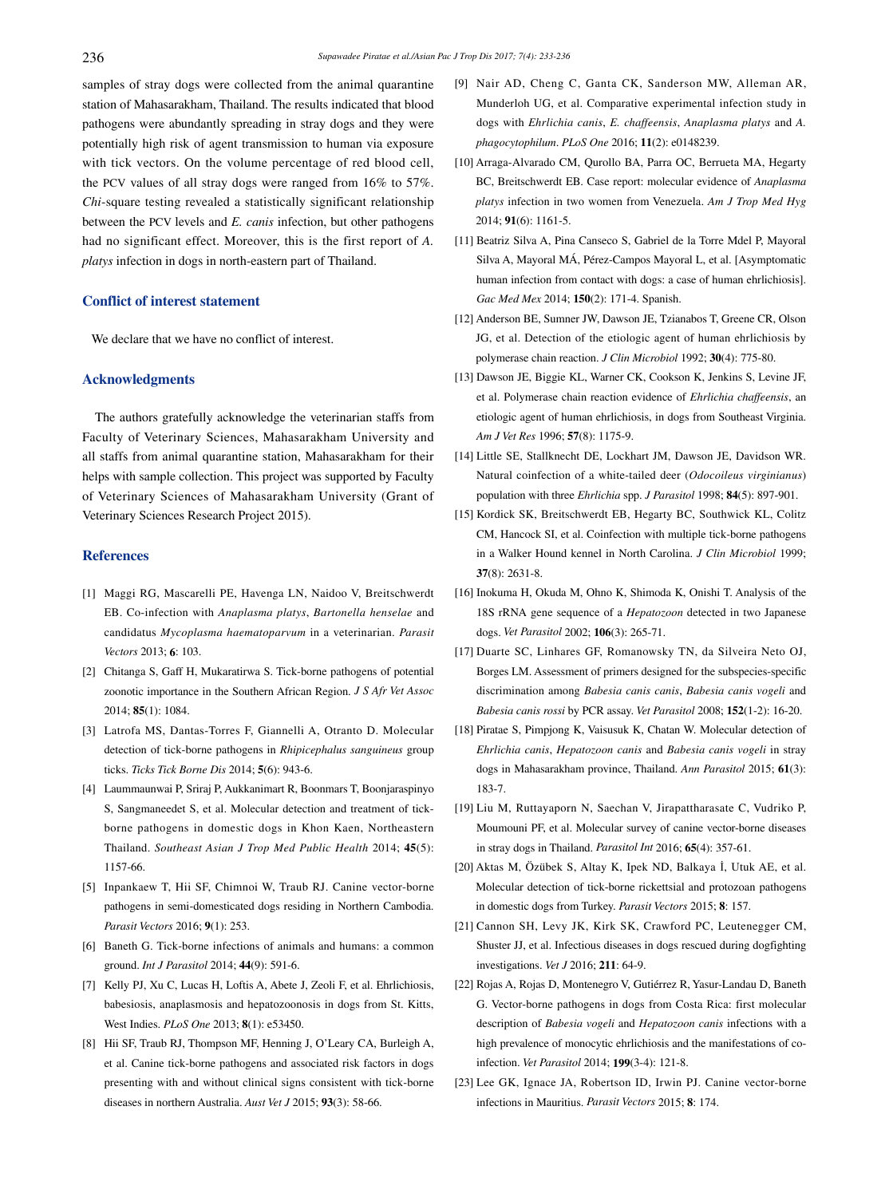samples of stray dogs were collected from the animal quarantine station of Mahasarakham, Thailand. The results indicated that blood pathogens were abundantly spreading in stray dogs and they were potentially high risk of agent transmission to human via exposure with tick vectors. On the volume percentage of red blood cell, the PCV values of all stray dogs were ranged from 16% to 57%. *Chi*-square testing revealed a statistically significant relationship between the PCV levels and *E. canis* infection, but other pathogens had no significant effect. Moreover, this is the first report of *A. platys* infection in dogs in north-eastern part of Thailand.

## Conflict of interest statement

We declare that we have no conflict of interest.

## Acknowledgments

The authors gratefully acknowledge the veterinarian staffs from Faculty of Veterinary Sciences, Mahasarakham University and all staffs from animal quarantine station, Mahasarakham for their helps with sample collection. This project was supported by Faculty of Veterinary Sciences of Mahasarakham University (Grant of Veterinary Sciences Research Project 2015).

## References

[1] Maggi RG, Mascarelli PE, Havenga LN, Naidoo V, Breitschwerdt EB. Co-infection with *Anaplasma platys*, *Bartonella henselae* and candidatus *Mycoplasma haematoparvum* in a veterinarian. *Parasit Vectors* 2013; **6**: 103.

[2] Chitanga S, Gaff H, Mukaratirwa S. Tick-borne pathogens of potential zoonotic importance in the Southern African Region. *J S Afr Vet Assoc* 2014; **85**(1): 1084.

[3] Latrofa MS, Dantas-Torres F, Giannelli A, Otranto D. Molecular detection of tick-borne pathogens in *Rhipicephalus sanguineus* group ticks. *Ticks Tick Borne Dis* 2014; **5**(6): 943-6.

[4] Laummaunwai P, Sriraj P, Aukkanimart R, Boonmars T, Boonjaraspinyo S, Sangmaneedet S, et al. Molecular detection and treatment of tick-borne pathogens in domestic dogs in Khon Kaen, Northeastern Thailand. *Southeast Asian J Trop Med Public Health* 2014; **45**(5): 1157-66.

[5] Inpankaew T, Hii SF, Chimnoi W, Traub RJ. Canine vector-borne pathogens in semi-domesticated dogs residing in Northern Cambodia. *Parasit Vectors* 2016; **9**(1): 253.

[6] Baneth G. Tick-borne infections of animals and humans: a common ground. *Int J Parasitol* 2014; **44**(9): 591-6.

[7] Kelly PJ, Xu C, Lucas H, Loftis A, Abete J, Zeoli F, et al. Ehrlichiosis, babesiosis, anaplasmosis and hepatozoonosis in dogs from St. Kitts, West Indies. *PLoS One* 2013; **8**(1): e53450.

[8] Hii SF, Traub RJ, Thompson MF, Henning J, O'Leary CA, Burleigh A, et al. Canine tick-borne pathogens and associated risk factors in dogs presenting with and without clinical signs consistent with tick-borne diseases in northern Australia. *Aust Vet J* 2015; **93**(3): 58-66.

[9] Nair AD, Cheng C, Ganta CK, Sanderson MW, Alleman AR, Munderloh UG, et al. Comparative experimental infection study in dogs with *Ehrlichia canis*, *E. chaffeensis*, *Anaplasma platys* and *A. phagocytophilum*. *PLoS One* 2016; **11**(2): e0148239.

[10] Arraga-Alvarado CM, Qurollo BA, Parra OC, Berrueta MA, Hegarty BC, Breitschwerdt EB. Case report: molecular evidence of *Anaplasma platys* infection in two women from Venezuela. *Am J Trop Med Hyg* 2014; **91**(6): 1161-5.

[11] Beatriz Silva A, Pina Canseco S, Gabriel de la Torre Mdel P, Mayoral Silva A, Mayoral MÁ, Pérez-Campos Mayoral L, et al. [Asymptomatic human infection from contact with dogs: a case of human ehrlichiosis]. *Gac Med Mex* 2014; **150**(2): 171-4. Spanish.

[12] Anderson BE, Sumner JW, Dawson JE, Tzianabos T, Greene CR, Olson JG, et al. Detection of the etiologic agent of human ehrlichiosis by polymerase chain reaction. *J Clin Microbiol* 1992; **30**(4): 775-80.

[13] Dawson JE, Biggie KL, Warner CK, Cookson K, Jenkins S, Levine JF, et al. Polymerase chain reaction evidence of *Ehrlichia chaffeensis*, an etiologic agent of human ehrlichiosis, in dogs from Southeast Virginia. *Am J Vet Res* 1996; **57**(8): 1175-9.

[14] Little SE, Stallknecht DE, Lockhart JM, Dawson JE, Davidson WR. Natural coinfection of a white-tailed deer (*Odocoileus virginianus*) population with three *Ehrlichia* spp. *J Parasitol* 1998; **84**(5): 897-901.

[15] Kordick SK, Breitschwerdt EB, Hegarty BC, Southwick KL, Colitz CM, Hancock SI, et al. Coinfection with multiple tick-borne pathogens in a Walker Hound kennel in North Carolina. *J Clin Microbiol* 1999; **37**(8): 2631-8.

[16] Inokuma H, Okuda M, Ohno K, Shimoda K, Onishi T. Analysis of the 18S rRNA gene sequence of a *Hepatozoon* detected in two Japanese dogs. *Vet Parasitol* 2002; **106**(3): 265-71.

[17] Duarte SC, Linhares GF, Romanowsky TN, da Silveira Neto OJ, Borges LM. Assessment of primers designed for the subspecies-specific discrimination among *Babesia canis canis*, *Babesia canis vogeli* and *Babesia canis rossi* by PCR assay. *Vet Parasitol* 2008; **152**(1-2): 16-20.

[18] Piratae S, Pimpjong K, Vaisusuk K, Chatan W. Molecular detection of *Ehrlichia canis*, *Hepatozoon canis* and *Babesia canis vogeli* in stray dogs in Mahasarakham province, Thailand. *Ann Parasitol* 2015; **61**(3): 183-7.

[19] Liu M, Ruttayaporn N, Saechan V, Jirapattharasate C, Vudriko P, Moumouni PF, et al. Molecular survey of canine vector-borne diseases in stray dogs in Thailand. *Parasitol Int* 2016; **65**(4): 357-61.

[20] Aktas M, Özübek S, Altay K, Ipek ND, Balkaya İ, Utuk AE, et al. Molecular detection of tick-borne rickettsial and protozoan pathogens in domestic dogs from Turkey. *Parasit Vectors* 2015; **8**: 157.

[21] Cannon SH, Levy JK, Kirk SK, Crawford PC, Leutenegger CM, Shuster JJ, et al. Infectious diseases in dogs rescued during dogfighting investigations. *Vet J* 2016; **211**: 64-9.

[22] Rojas A, Rojas D, Montenegro V, Gutiérrez R, Yasur-Landau D, Baneth G. Vector-borne pathogens in dogs from Costa Rica: first molecular description of *Babesia vogeli* and *Hepatozoon canis* infections with a high prevalence of monocytic ehrlichiosis and the manifestations of co-infection. *Vet Parasitol* 2014; **199**(3-4): 121-8.

[23] Lee GK, Ignace JA, Robertson ID, Irwin PJ. Canine vector-borne infections in Mauritius. *Parasit Vectors* 2015; **8**: 174.